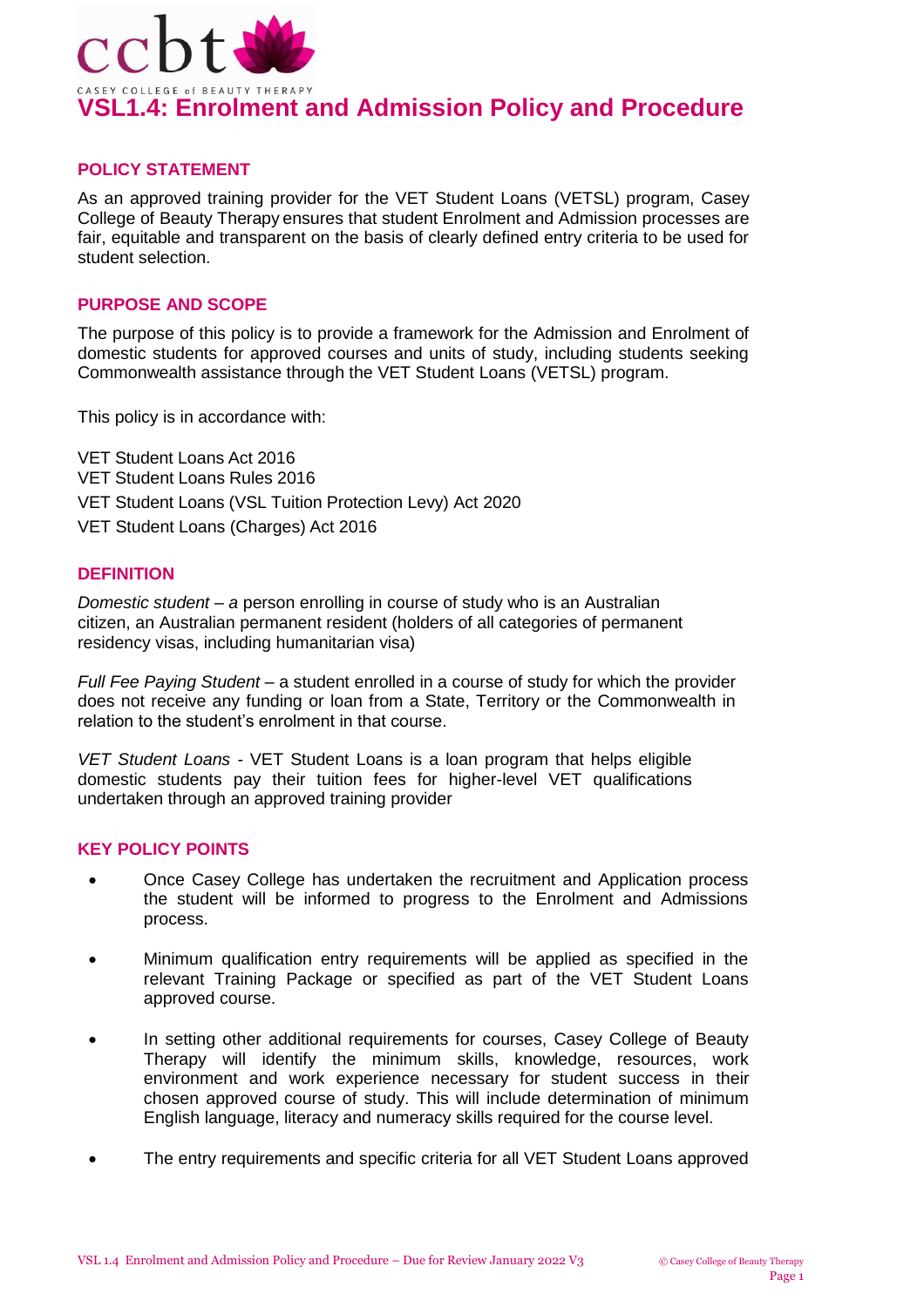# VSL1.4: Enrolment and Admission Policy and Procedure

## POLICY STATEMENT

As an approved training provider for the VET Student Loans (VETSL) program, Casey College of Beauty Therapy ensures that student Enrolment and Admission processes are fair, equitable and transparent on the basis of clearly defined entry criteria to be used for student selection.

## PURPOSE AND SCOPE

The purpose of this policy is to provide a framework for the Admission and Enrolment of domestic students for approved courses and units of study, including students seeking Commonwealth assistance through the VET Student Loans (VETSL) program.

This policy is in accordance with:

VET Student Loans Act 2016
VET Student Loans Rules 2016
VET Student Loans (VSL Tuition Protection Levy) Act 2020
VET Student Loans (Charges) Act 2016

## DEFINITION

*Domestic student – a* person enrolling in course of study who is an Australian citizen, an Australian permanent resident (holders of all categories of permanent residency visas, including humanitarian visa)

*Full Fee Paying Student* – a student enrolled in a course of study for which the provider does not receive any funding or loan from a State, Territory or the Commonwealth in relation to the student's enrolment in that course.

*VET Student Loans* - VET Student Loans is a loan program that helps eligible domestic students pay their tuition fees for higher-level VET qualifications undertaken through an approved training provider

## KEY POLICY POINTS

- Once Casey College has undertaken the recruitment and Application process the student will be informed to progress to the Enrolment and Admissions process.
- Minimum qualification entry requirements will be applied as specified in the relevant Training Package or specified as part of the VET Student Loans approved course.
- In setting other additional requirements for courses, Casey College of Beauty Therapy will identify the minimum skills, knowledge, resources, work environment and work experience necessary for student success in their chosen approved course of study. This will include determination of minimum English language, literacy and numeracy skills required for the course level.
- The entry requirements and specific criteria for all VET Student Loans approved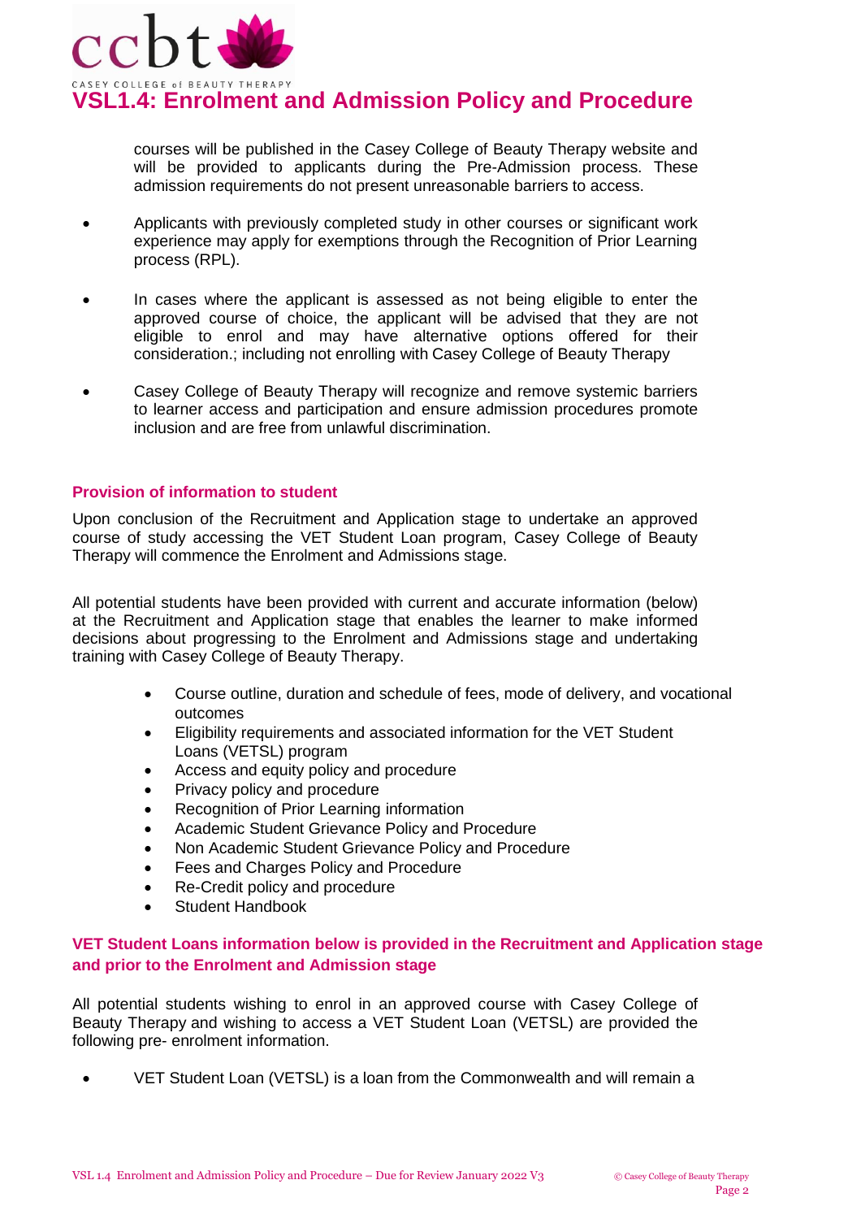courses will be published in the Casey College of Beauty Therapy website and will be provided to applicants during the Pre-Admission process. These admission requirements do not present unreasonable barriers to access.

- Applicants with previously completed study in other courses or significant work experience may apply for exemptions through the Recognition of Prior Learning process (RPL).

- In cases where the applicant is assessed as not being eligible to enter the approved course of choice, the applicant will be advised that they are not eligible to enrol and may have alternative options offered for their consideration.; including not enrolling with Casey College of Beauty Therapy

- Casey College of Beauty Therapy will recognize and remove systemic barriers to learner access and participation and ensure admission procedures promote inclusion and are free from unlawful discrimination.

### Provision of information to student

Upon conclusion of the Recruitment and Application stage to undertake an approved course of study accessing the VET Student Loan program, Casey College of Beauty Therapy will commence the Enrolment and Admissions stage.

All potential students have been provided with current and accurate information (below) at the Recruitment and Application stage that enables the learner to make informed decisions about progressing to the Enrolment and Admissions stage and undertaking training with Casey College of Beauty Therapy.

- Course outline, duration and schedule of fees, mode of delivery, and vocational outcomes
- Eligibility requirements and associated information for the VET Student Loans (VETSL) program
- Access and equity policy and procedure
- Privacy policy and procedure
- Recognition of Prior Learning information
- Academic Student Grievance Policy and Procedure
- Non Academic Student Grievance Policy and Procedure
- Fees and Charges Policy and Procedure
- Re-Credit policy and procedure
- Student Handbook

### VET Student Loans information below is provided in the Recruitment and Application stage and prior to the Enrolment and Admission stage

All potential students wishing to enrol in an approved course with Casey College of Beauty Therapy and wishing to access a VET Student Loan (VETSL) are provided the following pre- enrolment information.

- VET Student Loan (VETSL) is a loan from the Commonwealth and will remain a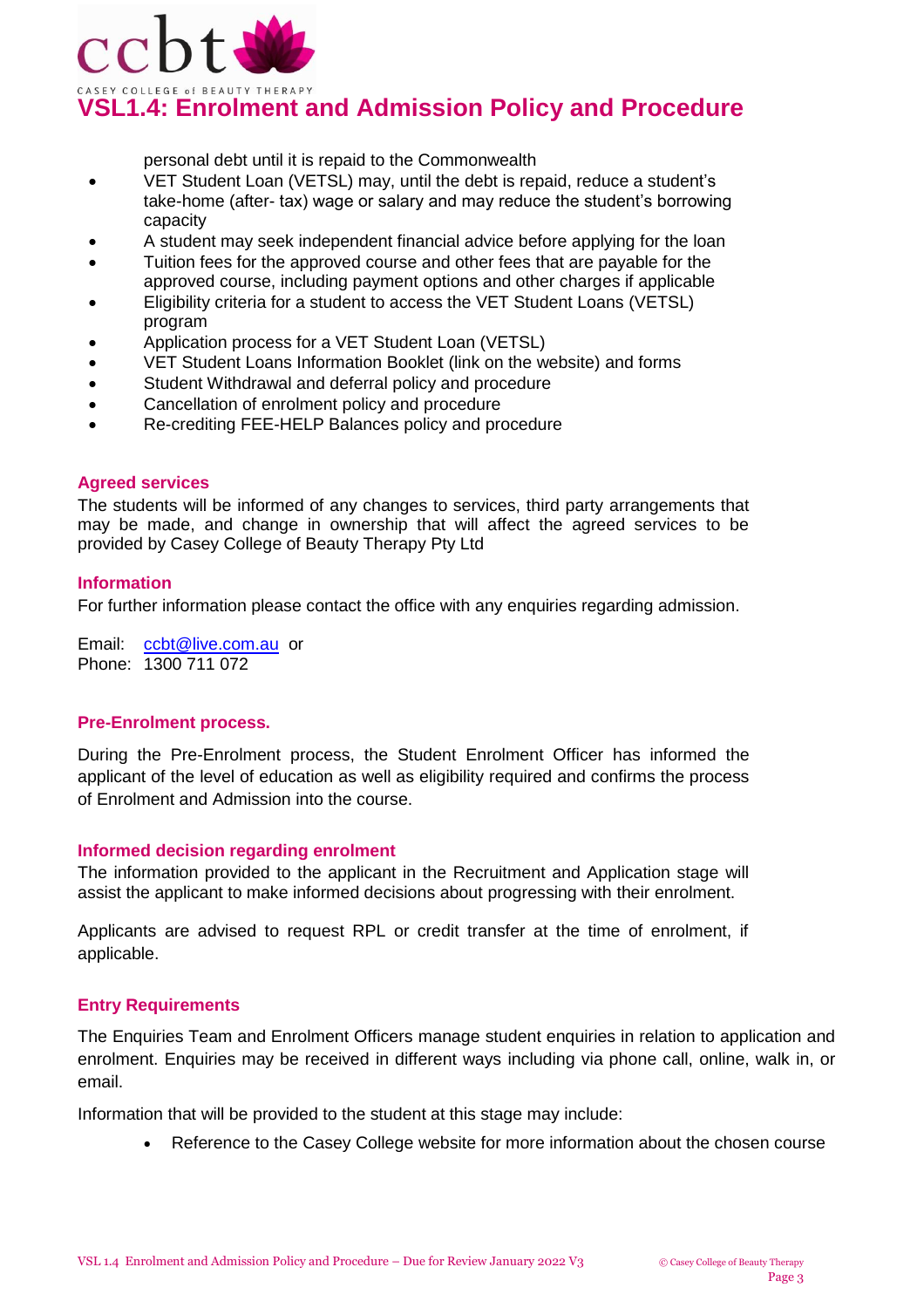personal debt until it is repaid to the Commonwealth

- VET Student Loan (VETSL) may, until the debt is repaid, reduce a student's take-home (after- tax) wage or salary and may reduce the student's borrowing capacity
- A student may seek independent financial advice before applying for the loan
- Tuition fees for the approved course and other fees that are payable for the approved course, including payment options and other charges if applicable
- Eligibility criteria for a student to access the VET Student Loans (VETSL) program
- Application process for a VET Student Loan (VETSL)
- VET Student Loans Information Booklet (link on the website) and forms
- Student Withdrawal and deferral policy and procedure
- Cancellation of enrolment policy and procedure
- Re-crediting FEE-HELP Balances policy and procedure

### Agreed services

The students will be informed of any changes to services, third party arrangements that may be made, and change in ownership that will affect the agreed services to be provided by Casey College of Beauty Therapy Pty Ltd

### Information

For further information please contact the office with any enquiries regarding admission.

Email: ccbt@live.com.au or
Phone: 1300 711 072

### Pre-Enrolment process.

During the Pre-Enrolment process, the Student Enrolment Officer has informed the applicant of the level of education as well as eligibility required and confirms the process of Enrolment and Admission into the course.

### Informed decision regarding enrolment

The information provided to the applicant in the Recruitment and Application stage will assist the applicant to make informed decisions about progressing with their enrolment.

Applicants are advised to request RPL or credit transfer at the time of enrolment, if applicable.

### Entry Requirements

The Enquiries Team and Enrolment Officers manage student enquiries in relation to application and enrolment. Enquiries may be received in different ways including via phone call, online, walk in, or email.

Information that will be provided to the student at this stage may include:

- Reference to the Casey College website for more information about the chosen course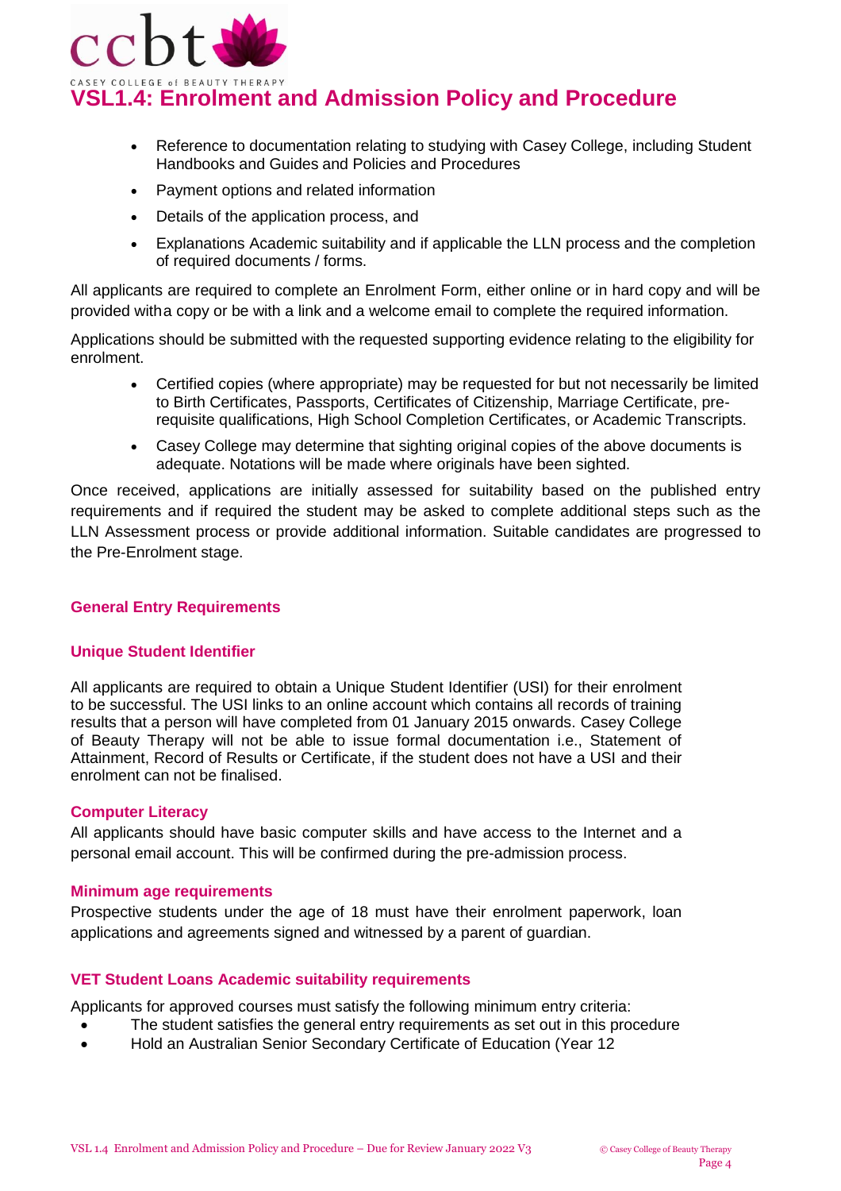- Reference to documentation relating to studying with Casey College, including Student Handbooks and Guides and Policies and Procedures
- Payment options and related information
- Details of the application process, and
- Explanations Academic suitability and if applicable the LLN process and the completion of required documents / forms.

All applicants are required to complete an Enrolment Form, either online or in hard copy and will be provided witha copy or be with a link and a welcome email to complete the required information.

Applications should be submitted with the requested supporting evidence relating to the eligibility for enrolment.

- Certified copies (where appropriate) may be requested for but not necessarily be limited to Birth Certificates, Passports, Certificates of Citizenship, Marriage Certificate, pre-requisite qualifications, High School Completion Certificates, or Academic Transcripts.
- Casey College may determine that sighting original copies of the above documents is adequate. Notations will be made where originals have been sighted.

Once received, applications are initially assessed for suitability based on the published entry requirements and if required the student may be asked to complete additional steps such as the LLN Assessment process or provide additional information. Suitable candidates are progressed to the Pre-Enrolment stage.

## General Entry Requirements

### Unique Student Identifier

All applicants are required to obtain a Unique Student Identifier (USI) for their enrolment to be successful. The USI links to an online account which contains all records of training results that a person will have completed from 01 January 2015 onwards. Casey College of Beauty Therapy will not be able to issue formal documentation i.e., Statement of Attainment, Record of Results or Certificate, if the student does not have a USI and their enrolment can not be finalised.

### Computer Literacy

All applicants should have basic computer skills and have access to the Internet and a personal email account. This will be confirmed during the pre-admission process.

### Minimum age requirements

Prospective students under the age of 18 must have their enrolment paperwork, loan applications and agreements signed and witnessed by a parent of guardian.

### VET Student Loans Academic suitability requirements

Applicants for approved courses must satisfy the following minimum entry criteria:

- The student satisfies the general entry requirements as set out in this procedure
- Hold an Australian Senior Secondary Certificate of Education (Year 12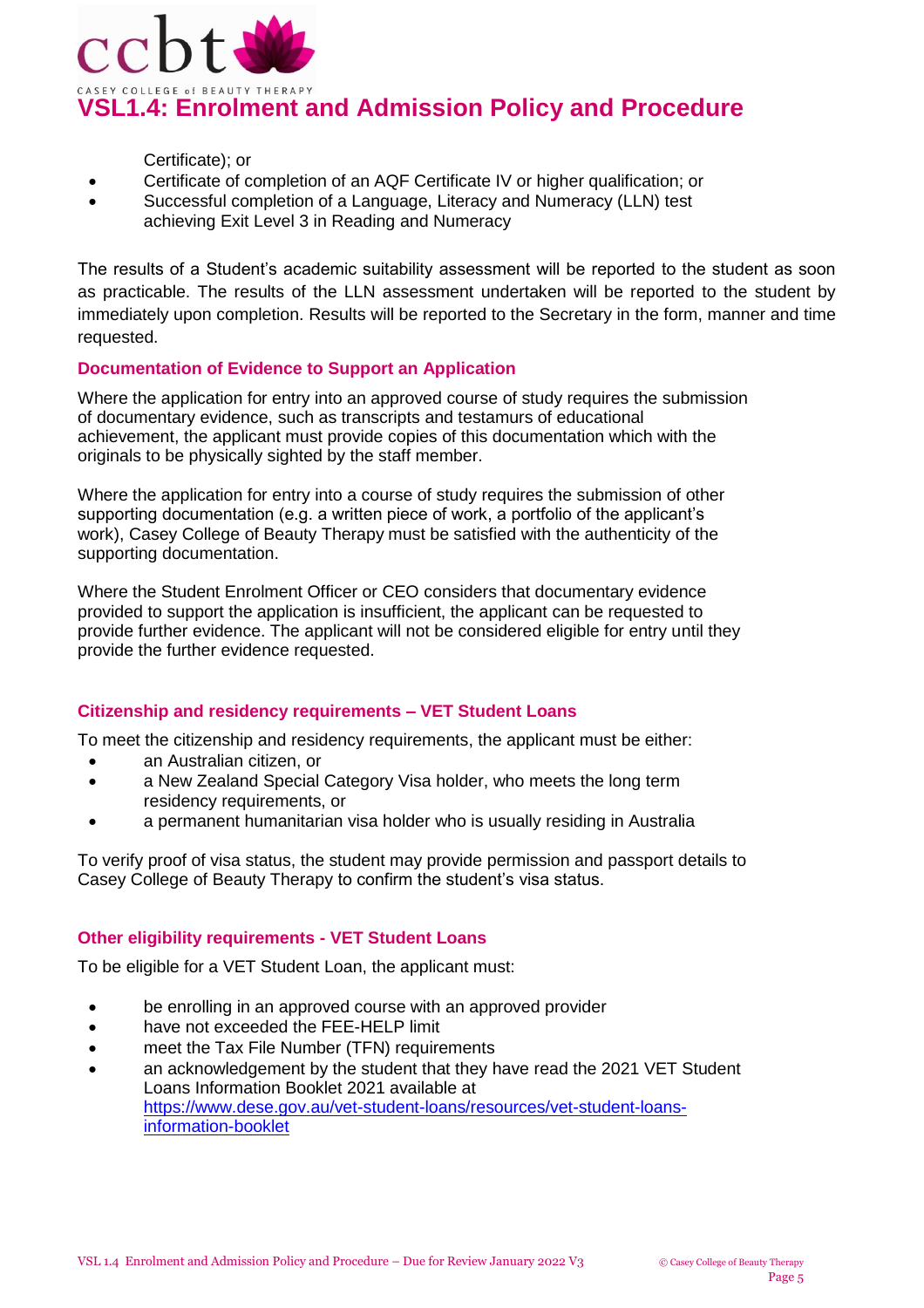Certificate); or

- Certificate of completion of an AQF Certificate IV or higher qualification; or
- Successful completion of a Language, Literacy and Numeracy (LLN) test achieving Exit Level 3 in Reading and Numeracy

The results of a Student's academic suitability assessment will be reported to the student as soon as practicable. The results of the LLN assessment undertaken will be reported to the student by immediately upon completion. Results will be reported to the Secretary in the form, manner and time requested.

### Documentation of Evidence to Support an Application

Where the application for entry into an approved course of study requires the submission of documentary evidence, such as transcripts and testamurs of educational achievement, the applicant must provide copies of this documentation which with the originals to be physically sighted by the staff member.

Where the application for entry into a course of study requires the submission of other supporting documentation (e.g. a written piece of work, a portfolio of the applicant's work), Casey College of Beauty Therapy must be satisfied with the authenticity of the supporting documentation.

Where the Student Enrolment Officer or CEO considers that documentary evidence provided to support the application is insufficient, the applicant can be requested to provide further evidence. The applicant will not be considered eligible for entry until they provide the further evidence requested.

### Citizenship and residency requirements – VET Student Loans

To meet the citizenship and residency requirements, the applicant must be either:

- an Australian citizen, or
- a New Zealand Special Category Visa holder, who meets the long term residency requirements, or
- a permanent humanitarian visa holder who is usually residing in Australia

To verify proof of visa status, the student may provide permission and passport details to Casey College of Beauty Therapy to confirm the student's visa status.

### Other eligibility requirements - VET Student Loans

To be eligible for a VET Student Loan, the applicant must:

- be enrolling in an approved course with an approved provider
- have not exceeded the FEE-HELP limit
- meet the Tax File Number (TFN) requirements
- an acknowledgement by the student that they have read the 2021 VET Student Loans Information Booklet 2021 available at https://www.dese.gov.au/vet-student-loans/resources/vet-student-loans-information-booklet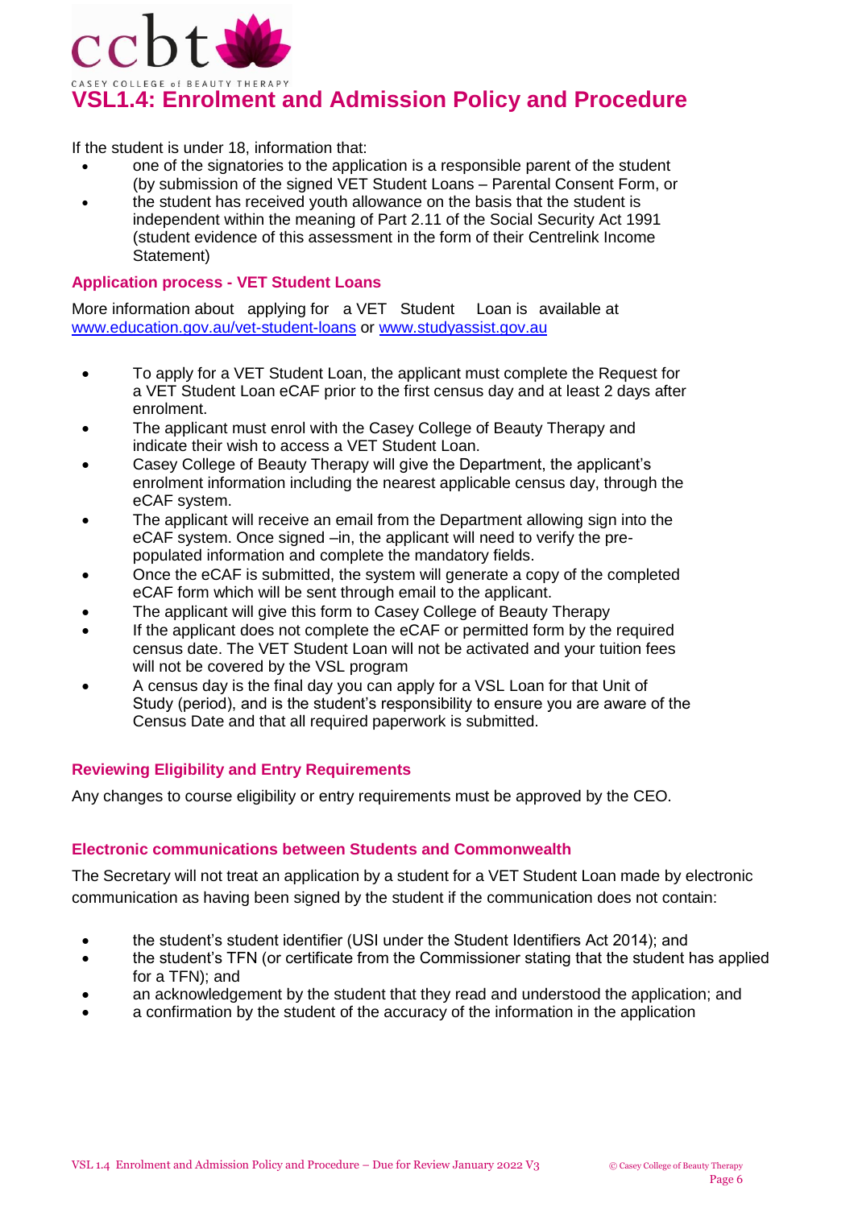If the student is under 18, information that:

- one of the signatories to the application is a responsible parent of the student (by submission of the signed VET Student Loans – Parental Consent Form, or
- the student has received youth allowance on the basis that the student is independent within the meaning of Part 2.11 of the Social Security Act 1991 (student evidence of this assessment in the form of their Centrelink Income Statement)

### Application process - VET Student Loans

More information about applying for a VET Student Loan is available at [www.education.gov.au/vet-student-loans](www.education.gov.au/vet-student-loans) or [www.studyassist.gov.au](www.studyassist.gov.au)

- To apply for a VET Student Loan, the applicant must complete the Request for a VET Student Loan eCAF prior to the first census day and at least 2 days after enrolment.
- The applicant must enrol with the Casey College of Beauty Therapy and indicate their wish to access a VET Student Loan.
- Casey College of Beauty Therapy will give the Department, the applicant's enrolment information including the nearest applicable census day, through the eCAF system.
- The applicant will receive an email from the Department allowing sign into the eCAF system. Once signed –in, the applicant will need to verify the pre-populated information and complete the mandatory fields.
- Once the eCAF is submitted, the system will generate a copy of the completed eCAF form which will be sent through email to the applicant.
- The applicant will give this form to Casey College of Beauty Therapy
- If the applicant does not complete the eCAF or permitted form by the required census date. The VET Student Loan will not be activated and your tuition fees will not be covered by the VSL program
- A census day is the final day you can apply for a VSL Loan for that Unit of Study (period), and is the student's responsibility to ensure you are aware of the Census Date and that all required paperwork is submitted.

### Reviewing Eligibility and Entry Requirements

Any changes to course eligibility or entry requirements must be approved by the CEO.

### Electronic communications between Students and Commonwealth

The Secretary will not treat an application by a student for a VET Student Loan made by electronic communication as having been signed by the student if the communication does not contain:

- the student's student identifier (USI under the Student Identifiers Act 2014); and
- the student's TFN (or certificate from the Commissioner stating that the student has applied for a TFN); and
- an acknowledgement by the student that they read and understood the application; and
- a confirmation by the student of the accuracy of the information in the application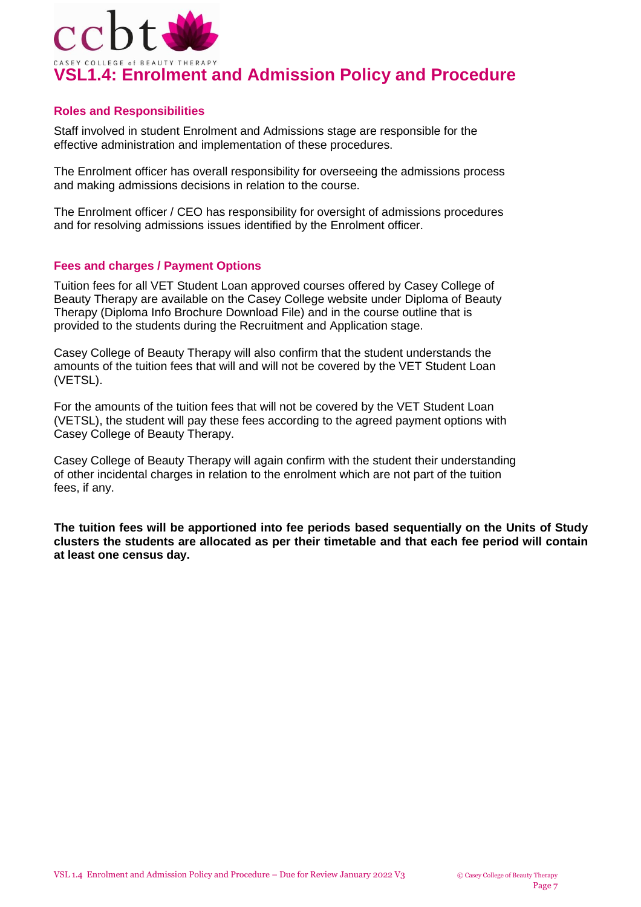# VSL1.4: Enrolment and Admission Policy and Procedure

### Roles and Responsibilities

Staff involved in student Enrolment and Admissions stage are responsible for the effective administration and implementation of these procedures.

The Enrolment officer has overall responsibility for overseeing the admissions process and making admissions decisions in relation to the course.

The Enrolment officer / CEO has responsibility for oversight of admissions procedures and for resolving admissions issues identified by the Enrolment officer.

### Fees and charges / Payment Options

Tuition fees for all VET Student Loan approved courses offered by Casey College of Beauty Therapy are available on the Casey College website under Diploma of Beauty Therapy (Diploma Info Brochure Download File) and in the course outline that is provided to the students during the Recruitment and Application stage.

Casey College of Beauty Therapy will also confirm that the student understands the amounts of the tuition fees that will and will not be covered by the VET Student Loan (VETSL).

For the amounts of the tuition fees that will not be covered by the VET Student Loan (VETSL), the student will pay these fees according to the agreed payment options with Casey College of Beauty Therapy.

Casey College of Beauty Therapy will again confirm with the student their understanding of other incidental charges in relation to the enrolment which are not part of the tuition fees, if any.

**The tuition fees will be apportioned into fee periods based sequentially on the Units of Study clusters the students are allocated as per their timetable and that each fee period will contain at least one census day.**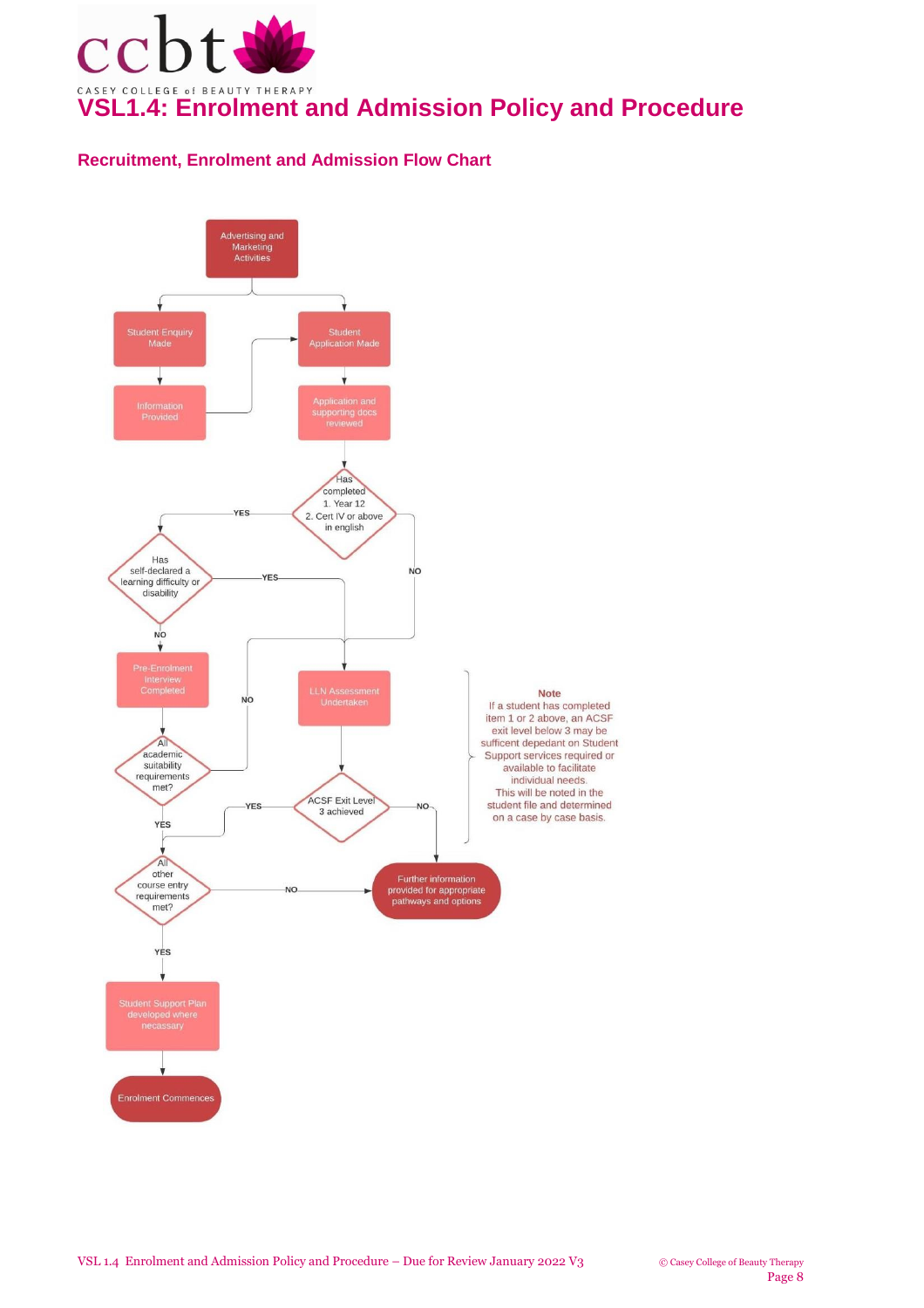# VSL1.4: Enrolment and Admission Policy and Procedure

## Recruitment, Enrolment and Admission Flow Chart

Advertising and Marketing Activities

Student Enquiry Made

Information Provided

Student Application Made

Application and supporting docs reviewed

Has completed 1. Year 12 2. Cert IV or above in english

YES

NO

Has self-declared a learning difficulty or disability

YES

NO

Pre-Enrolment Interview Completed

All academic suitability requirements met?

NO

YES

LLN Assessment Undertaken

ACSF Exit Level 3 achieved

YES

NO

All other course entry requirements met?

NO

YES

Further information provided for appropriate pathways and options

Student Support Plan developed where necassary

Enrolment Commences

**Note**

If a student has completed item 1 or 2 above, an ACSF exit level below 3 may be sufficent depedant on Student Support services required or available to facilitate individual needs. This will be noted in the student file and determined on a case by case basis.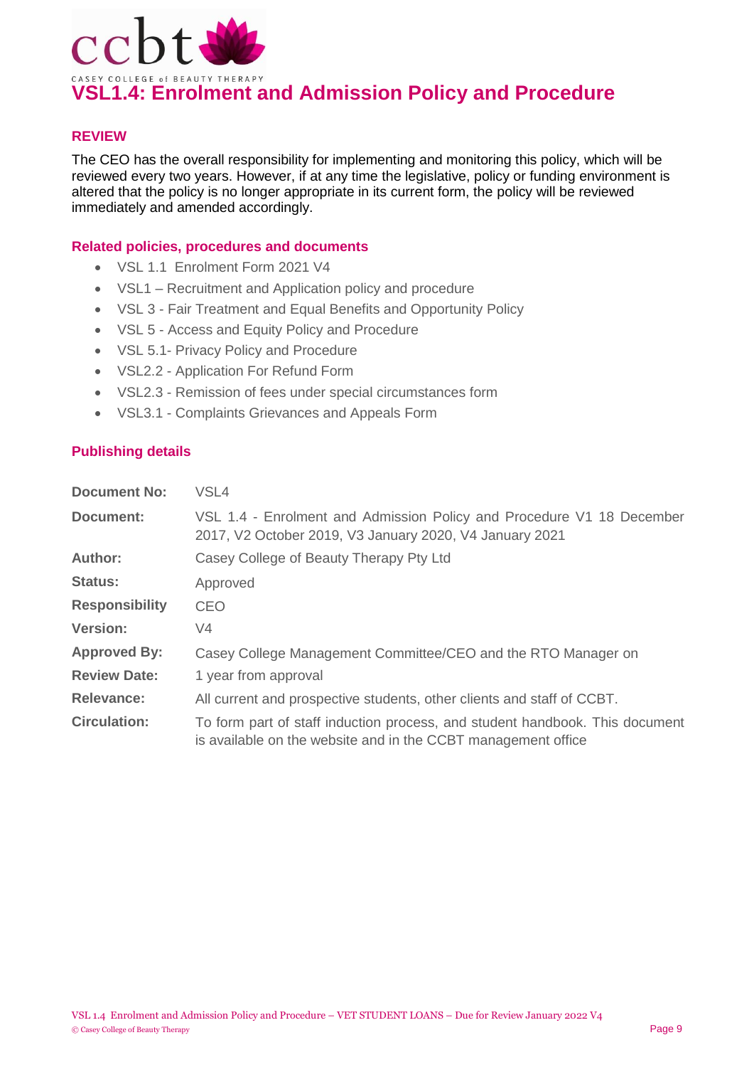# VSL1.4: Enrolment and Admission Policy and Procedure

## REVIEW

The CEO has the overall responsibility for implementing and monitoring this policy, which will be reviewed every two years. However, if at any time the legislative, policy or funding environment is altered that the policy is no longer appropriate in its current form, the policy will be reviewed immediately and amended accordingly.

### Related policies, procedures and documents

- VSL 1.1 Enrolment Form 2021 V4
- VSL1 – Recruitment and Application policy and procedure
- VSL 3 - Fair Treatment and Equal Benefits and Opportunity Policy
- VSL 5 - Access and Equity Policy and Procedure
- VSL 5.1- Privacy Policy and Procedure
- VSL2.2 - Application For Refund Form
- VSL2.3 - Remission of fees under special circumstances form
- VSL3.1 - Complaints Grievances and Appeals Form

### Publishing details

| | |
|---|---|
| **Document No:** | VSL4 |
| **Document:** | VSL 1.4 - Enrolment and Admission Policy and Procedure V1 18 December 2017, V2 October 2019, V3 January 2020, V4 January 2021 |
| **Author:** | Casey College of Beauty Therapy Pty Ltd |
| **Status:** | Approved |
| **Responsibility** | CEO |
| **Version:** | V4 |
| **Approved By:** | Casey College Management Committee/CEO and the RTO Manager on |
| **Review Date:** | 1 year from approval |
| **Relevance:** | All current and prospective students, other clients and staff of CCBT. |
| **Circulation:** | To form part of staff induction process, and student handbook. This document is available on the website and in the CCBT management office |